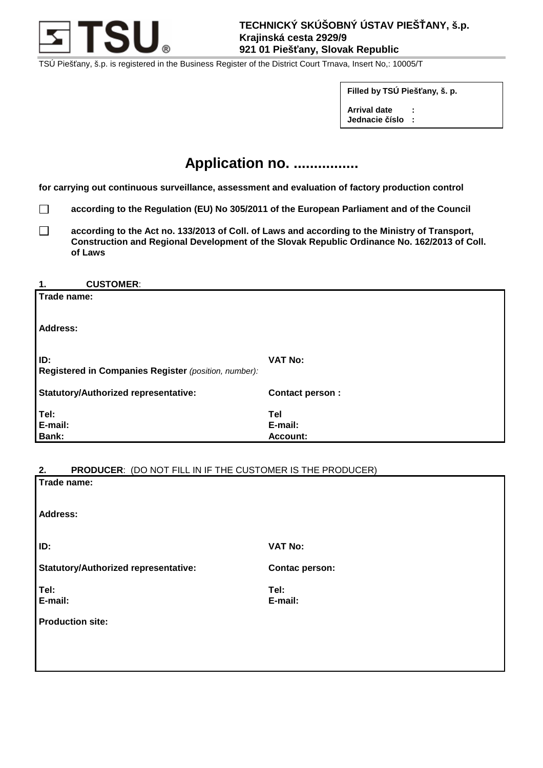**TECHNICKÝ SKÚŠOBNÝ ÚSTAV PIEŠŤANY, š.p.**
**Krajinská cesta 2929/9**
**921 01 Piešťany, Slovak Republic**

TSÚ Piešťany, š.p. is registered in the Business Register of the District Court Trnava, Insert No,: 10005/T

| **Filled by TSÚ Piešťany, š. p.** |
|---|
| **Arrival date :** |
| **Jednacie číslo :** |

# Application no. ................

**for carrying out continuous surveillance, assessment and evaluation of factory production control**

☐ **according to the Regulation (EU) No 305/2011 of the European Parliament and of the Council**

☐ **according to the Act no. 133/2013 of Coll. of Laws and according to the Ministry of Transport, Construction and Regional Development of the Slovak Republic Ordinance No. 162/2013 of Coll. of Laws**

## 1. CUSTOMER:

| | |
|---|---|
| **Trade name:** | |
| **Address:** | |
| **ID:** | **VAT No:** |
| **Registered in Companies Register** *(position, number):* | |
| **Statutory/Authorized representative:** | **Contact person :** |
| **Tel:** | **Tel** |
| **E-mail:** | **E-mail:** |
| **Bank:** | **Account:** |

## 2. PRODUCER: (DO NOT FILL IN IF THE CUSTOMER IS THE PRODUCER)

| | |
|---|---|
| **Trade name:** | |
| **Address:** | |
| **ID:** | **VAT No:** |
| **Statutory/Authorized representative:** | **Contac person:** |
| **Tel:** | **Tel:** |
| **E-mail:** | **E-mail:** |
| **Production site:** | |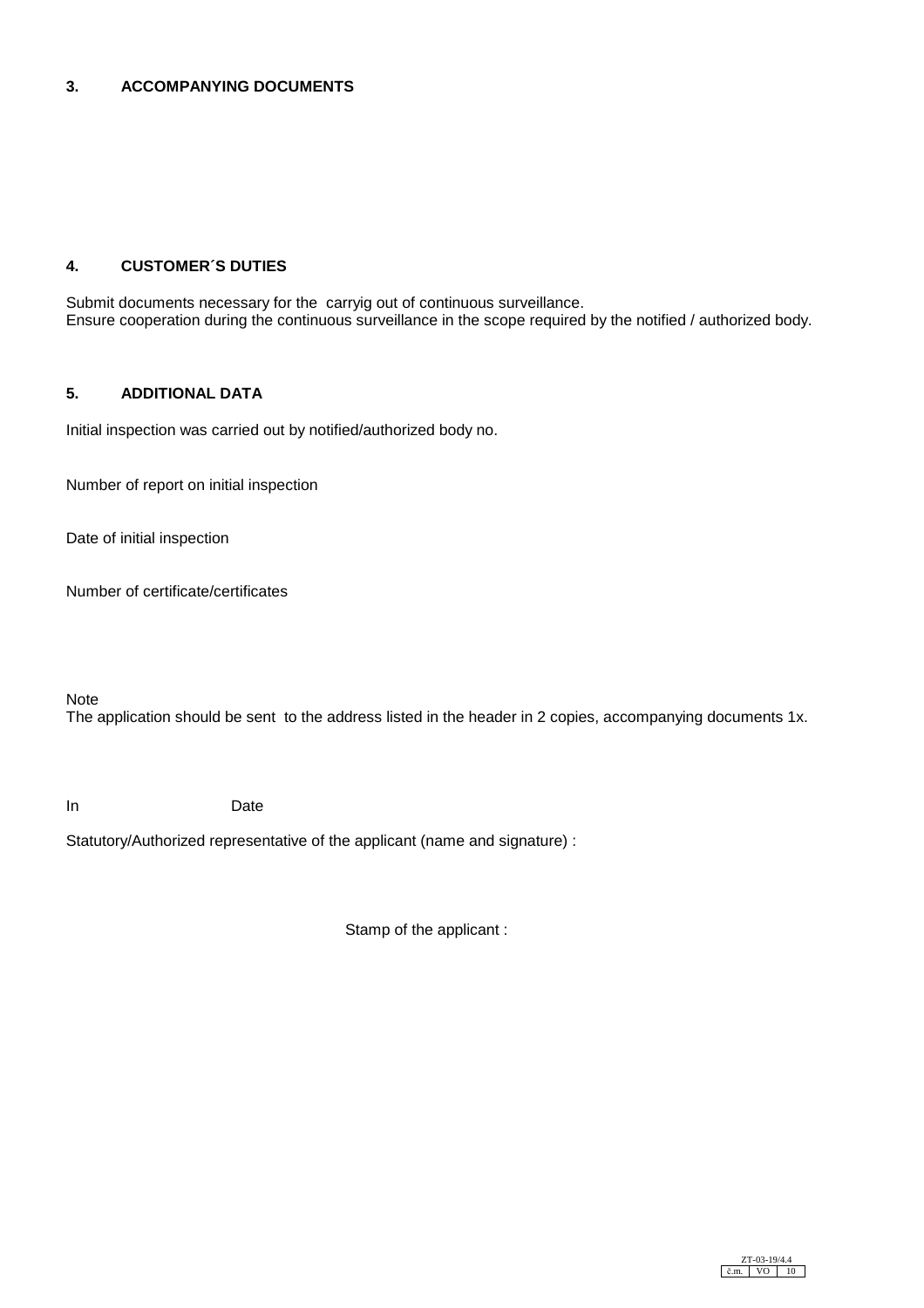## 3. ACCOMPANYING DOCUMENTS

## 4. CUSTOMER´S DUTIES

Submit documents necessary for the carryig out of continuous surveillance.
Ensure cooperation during the continuous surveillance in the scope required by the notified / authorized body.

## 5. ADDITIONAL DATA

Initial inspection was carried out by notified/authorized body no.

Number of report on initial inspection

Date of initial inspection

Number of certificate/certificates

Note
The application should be sent to the address listed in the header in 2 copies, accompanying documents 1x.

In Date

Statutory/Authorized representative of the applicant (name and signature) :

Stamp of the applicant :

ZT-03-19/4.4

| | | |
|---|---|---|
| č.m. | VO | 10 |